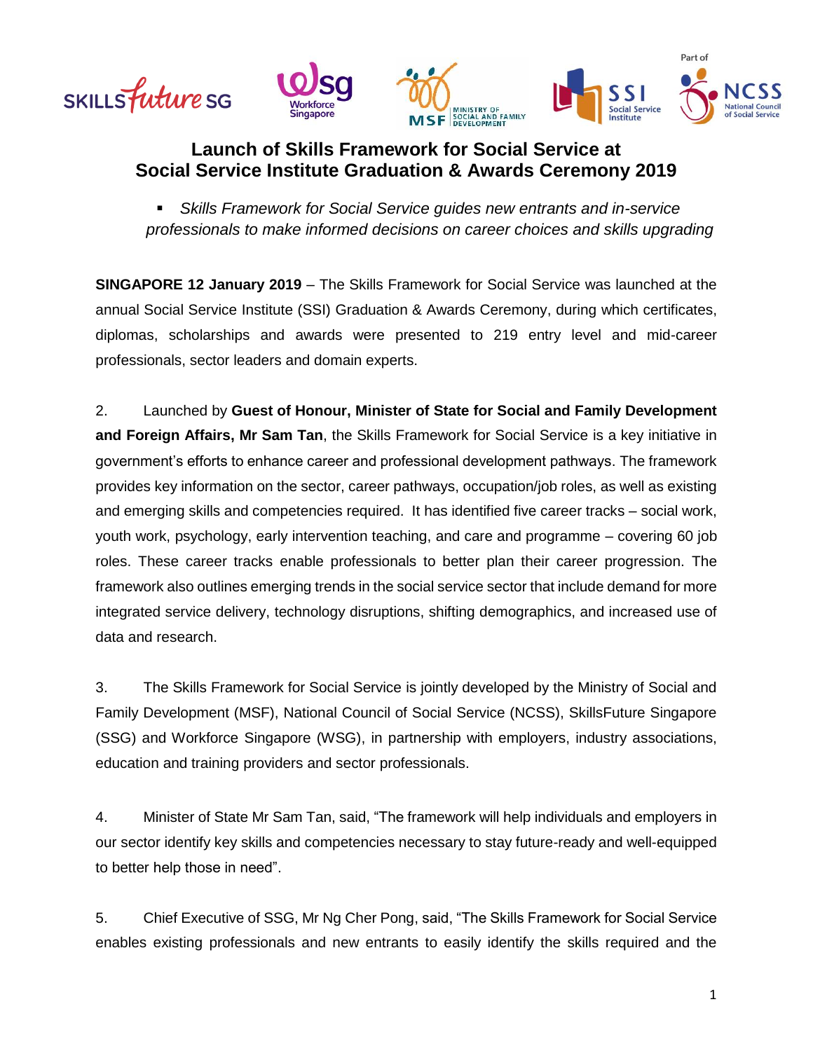# Launch of Skills Framework for Social Service at Social Service Institute Graduation & Awards Ceremony 2019

- *Skills Framework for Social Service guides new entrants and in-service professionals to make informed decisions on career choices and skills upgrading*

**SINGAPORE 12 January 2019** – The Skills Framework for Social Service was launched at the annual Social Service Institute (SSI) Graduation & Awards Ceremony, during which certificates, diplomas, scholarships and awards were presented to 219 entry level and mid-career professionals, sector leaders and domain experts.

2. Launched by **Guest of Honour, Minister of State for Social and Family Development and Foreign Affairs, Mr Sam Tan**, the Skills Framework for Social Service is a key initiative in government's efforts to enhance career and professional development pathways. The framework provides key information on the sector, career pathways, occupation/job roles, as well as existing and emerging skills and competencies required. It has identified five career tracks – social work, youth work, psychology, early intervention teaching, and care and programme – covering 60 job roles. These career tracks enable professionals to better plan their career progression. The framework also outlines emerging trends in the social service sector that include demand for more integrated service delivery, technology disruptions, shifting demographics, and increased use of data and research.

3. The Skills Framework for Social Service is jointly developed by the Ministry of Social and Family Development (MSF), National Council of Social Service (NCSS), SkillsFuture Singapore (SSG) and Workforce Singapore (WSG), in partnership with employers, industry associations, education and training providers and sector professionals.

4. Minister of State Mr Sam Tan, said, "The framework will help individuals and employers in our sector identify key skills and competencies necessary to stay future-ready and well-equipped to better help those in need".

5. Chief Executive of SSG, Mr Ng Cher Pong, said, "The Skills Framework for Social Service enables existing professionals and new entrants to easily identify the skills required and the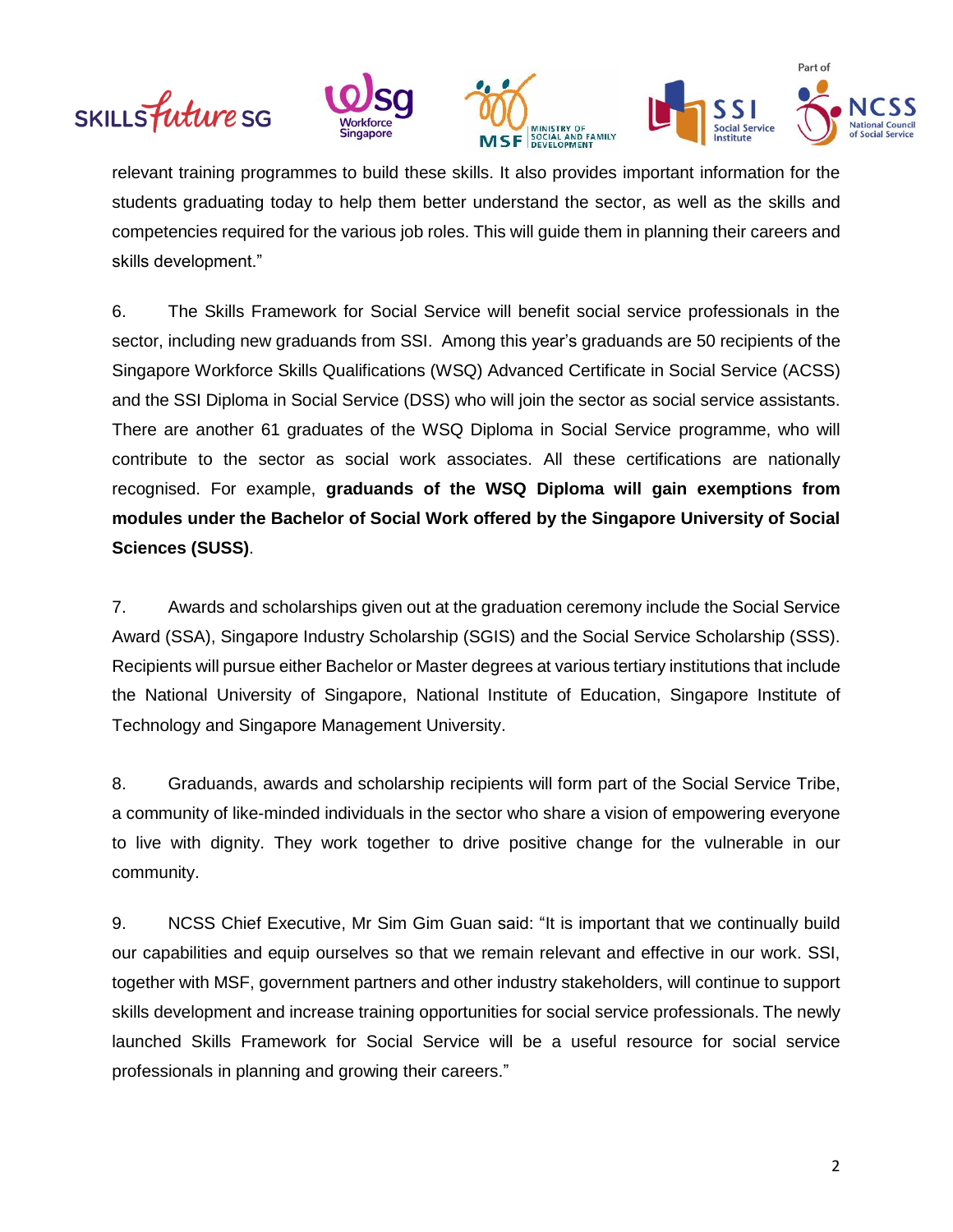relevant training programmes to build these skills. It also provides important information for the students graduating today to help them better understand the sector, as well as the skills and competencies required for the various job roles. This will guide them in planning their careers and skills development."

6. The Skills Framework for Social Service will benefit social service professionals in the sector, including new graduands from SSI. Among this year's graduands are 50 recipients of the Singapore Workforce Skills Qualifications (WSQ) Advanced Certificate in Social Service (ACSS) and the SSI Diploma in Social Service (DSS) who will join the sector as social service assistants. There are another 61 graduates of the WSQ Diploma in Social Service programme, who will contribute to the sector as social work associates. All these certifications are nationally recognised. For example, **graduands of the WSQ Diploma will gain exemptions from modules under the Bachelor of Social Work offered by the Singapore University of Social Sciences (SUSS)**.

7. Awards and scholarships given out at the graduation ceremony include the Social Service Award (SSA), Singapore Industry Scholarship (SGIS) and the Social Service Scholarship (SSS). Recipients will pursue either Bachelor or Master degrees at various tertiary institutions that include the National University of Singapore, National Institute of Education, Singapore Institute of Technology and Singapore Management University.

8. Graduands, awards and scholarship recipients will form part of the Social Service Tribe, a community of like-minded individuals in the sector who share a vision of empowering everyone to live with dignity. They work together to drive positive change for the vulnerable in our community.

9. NCSS Chief Executive, Mr Sim Gim Guan said: "It is important that we continually build our capabilities and equip ourselves so that we remain relevant and effective in our work. SSI, together with MSF, government partners and other industry stakeholders, will continue to support skills development and increase training opportunities for social service professionals. The newly launched Skills Framework for Social Service will be a useful resource for social service professionals in planning and growing their careers."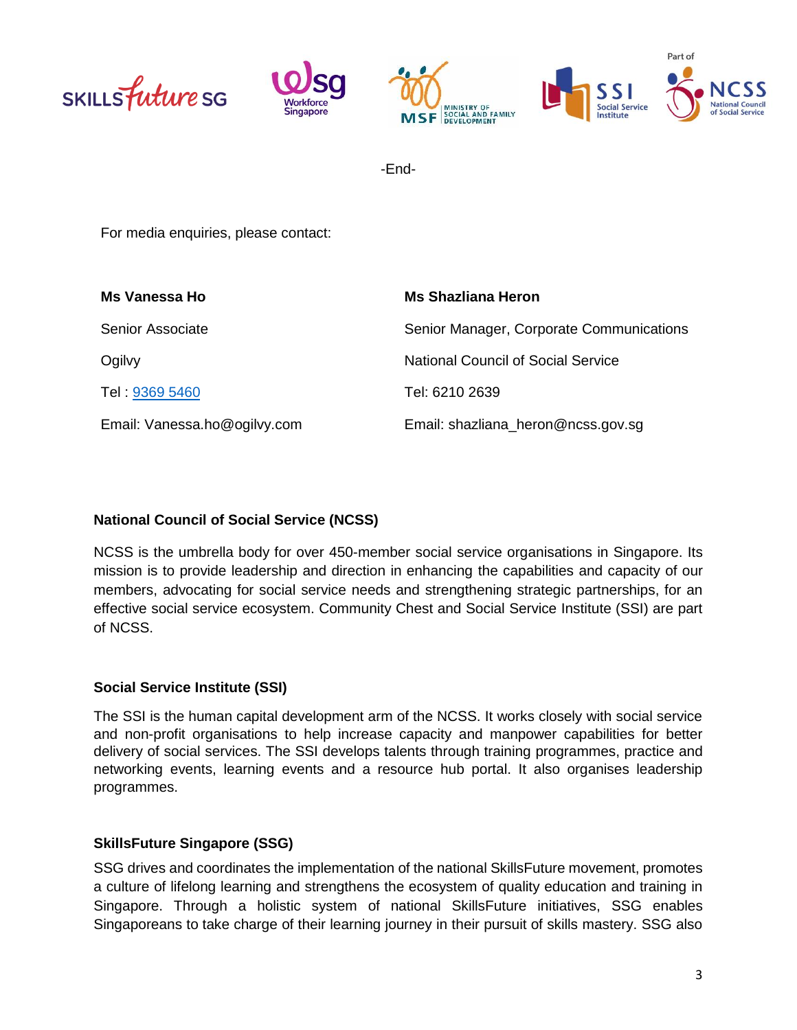-End-

For media enquiries, please contact:

| **Ms Vanessa Ho** | **Ms Shazliana Heron** |
| --- | --- |
| Senior Associate | Senior Manager, Corporate Communications |
| Ogilvy | National Council of Social Service |
| Tel : 9369 5460 | Tel: 6210 2639 |
| Email: Vanessa.ho@ogilvy.com | Email: shazliana_heron@ncss.gov.sg |

**National Council of Social Service (NCSS)**

NCSS is the umbrella body for over 450-member social service organisations in Singapore. Its mission is to provide leadership and direction in enhancing the capabilities and capacity of our members, advocating for social service needs and strengthening strategic partnerships, for an effective social service ecosystem. Community Chest and Social Service Institute (SSI) are part of NCSS.

**Social Service Institute (SSI)**

The SSI is the human capital development arm of the NCSS. It works closely with social service and non-profit organisations to help increase capacity and manpower capabilities for better delivery of social services. The SSI develops talents through training programmes, practice and networking events, learning events and a resource hub portal. It also organises leadership programmes.

**SkillsFuture Singapore (SSG)**

SSG drives and coordinates the implementation of the national SkillsFuture movement, promotes a culture of lifelong learning and strengthens the ecosystem of quality education and training in Singapore. Through a holistic system of national SkillsFuture initiatives, SSG enables Singaporeans to take charge of their learning journey in their pursuit of skills mastery. SSG also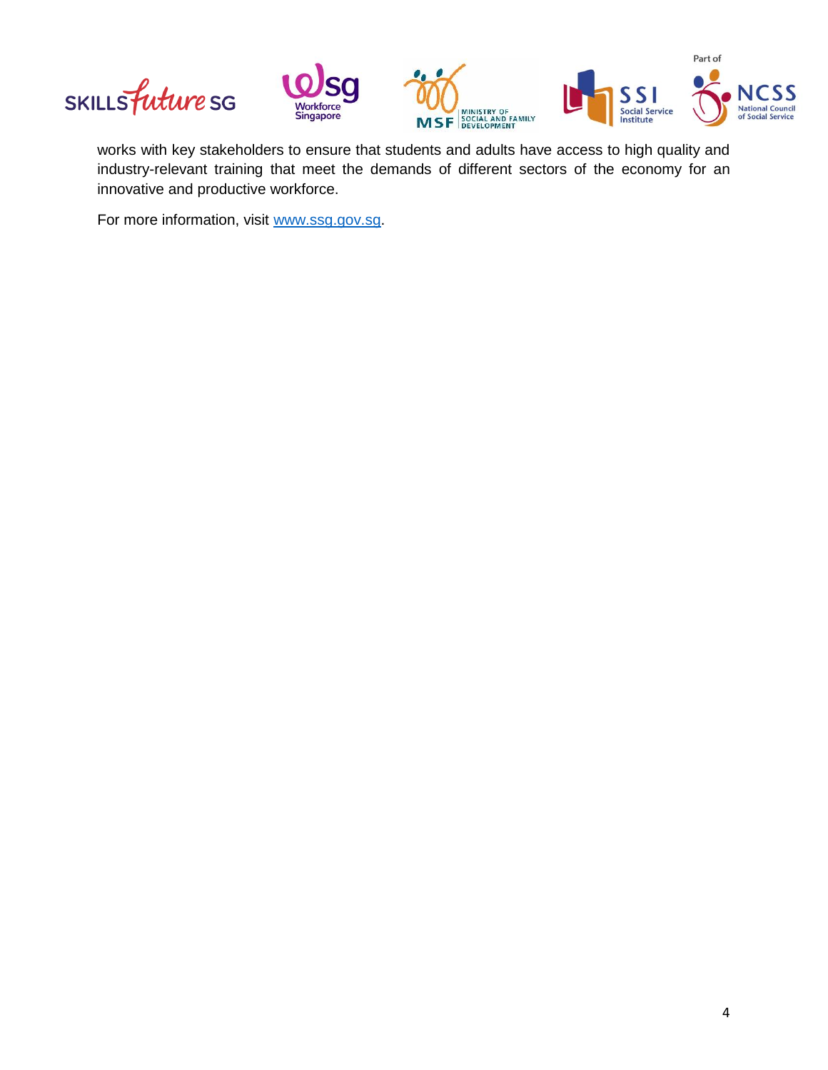works with key stakeholders to ensure that students and adults have access to high quality and industry-relevant training that meet the demands of different sectors of the economy for an innovative and productive workforce.

For more information, visit [www.ssg.gov.sg](http://www.ssg.gov.sg).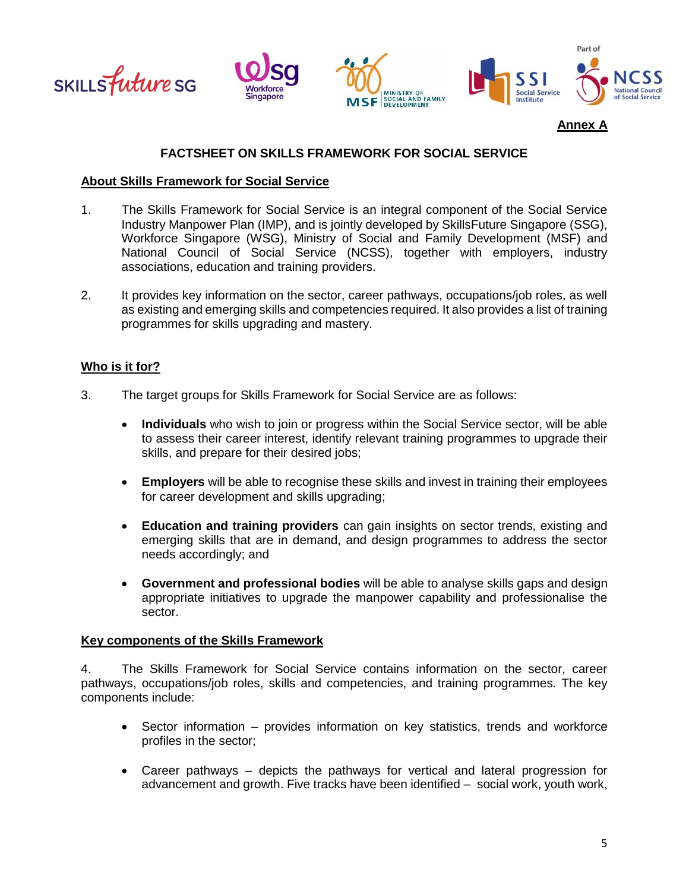**Annex A**

# FACTSHEET ON SKILLS FRAMEWORK FOR SOCIAL SERVICE

## About Skills Framework for Social Service

1. The Skills Framework for Social Service is an integral component of the Social Service Industry Manpower Plan (IMP), and is jointly developed by SkillsFuture Singapore (SSG), Workforce Singapore (WSG), Ministry of Social and Family Development (MSF) and National Council of Social Service (NCSS), together with employers, industry associations, education and training providers.

2. It provides key information on the sector, career pathways, occupations/job roles, as well as existing and emerging skills and competencies required. It also provides a list of training programmes for skills upgrading and mastery.

## Who is it for?

3. The target groups for Skills Framework for Social Service are as follows:

- **Individuals** who wish to join or progress within the Social Service sector, will be able to assess their career interest, identify relevant training programmes to upgrade their skills, and prepare for their desired jobs;
- **Employers** will be able to recognise these skills and invest in training their employees for career development and skills upgrading;
- **Education and training providers** can gain insights on sector trends, existing and emerging skills that are in demand, and design programmes to address the sector needs accordingly; and
- **Government and professional bodies** will be able to analyse skills gaps and design appropriate initiatives to upgrade the manpower capability and professionalise the sector.

## Key components of the Skills Framework

4. The Skills Framework for Social Service contains information on the sector, career pathways, occupations/job roles, skills and competencies, and training programmes. The key components include:

- Sector information – provides information on key statistics, trends and workforce profiles in the sector;
- Career pathways – depicts the pathways for vertical and lateral progression for advancement and growth. Five tracks have been identified – social work, youth work,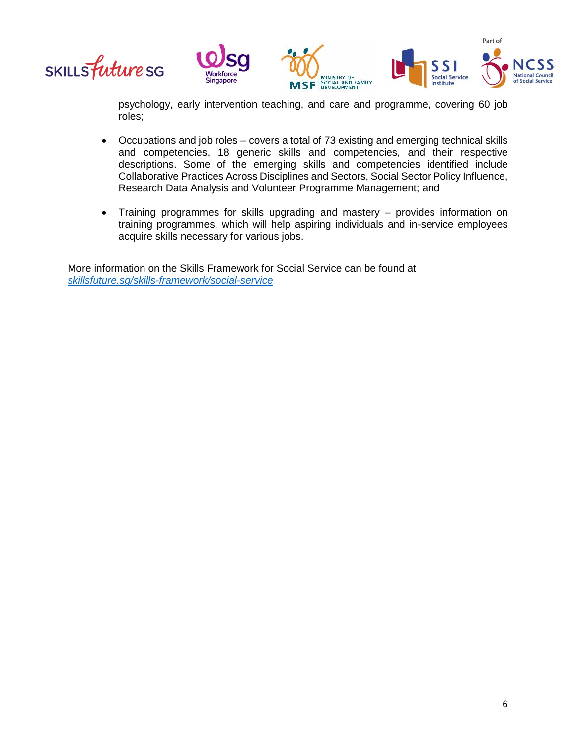psychology, early intervention teaching, and care and programme, covering 60 job roles;

- Occupations and job roles – covers a total of 73 existing and emerging technical skills and competencies, 18 generic skills and competencies, and their respective descriptions. Some of the emerging skills and competencies identified include Collaborative Practices Across Disciplines and Sectors, Social Sector Policy Influence, Research Data Analysis and Volunteer Programme Management; and

- Training programmes for skills upgrading and mastery – provides information on training programmes, which will help aspiring individuals and in-service employees acquire skills necessary for various jobs.

More information on the Skills Framework for Social Service can be found at *skillsfuture.sg/skills-framework/social-service*